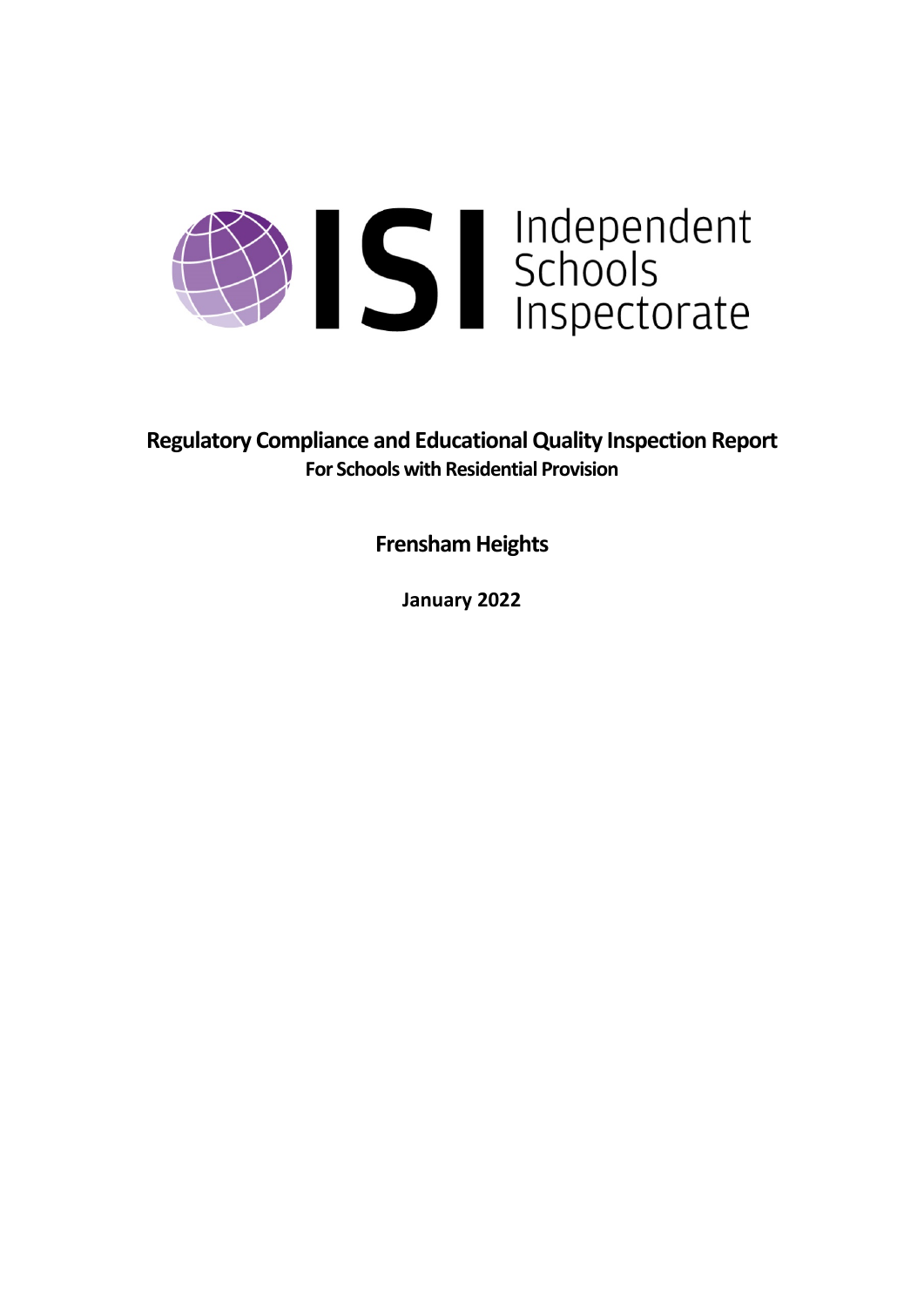ISI Independent Schools Inspectorate

# Regulatory Compliance and Educational Quality Inspection Report

**For Schools with Residential Provision**

## Frensham Heights

**January 2022**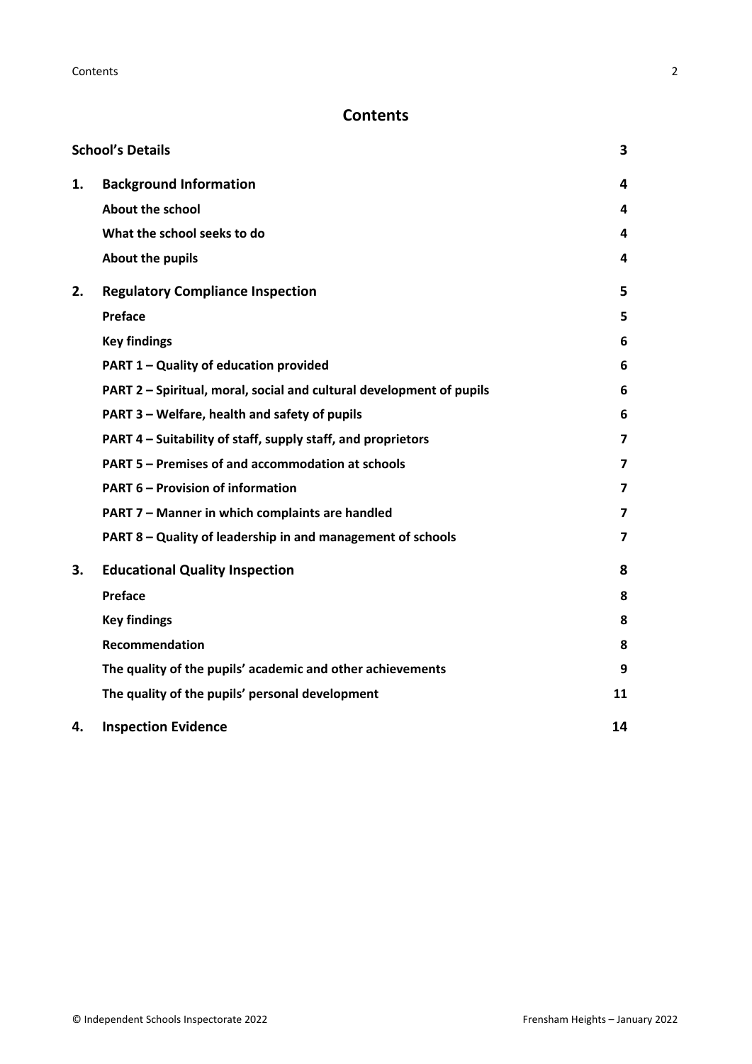# Contents

| | | |
|---|---|---|
| **School's Details** | | **3** |
| **1.** | **Background Information** | **4** |
| | **About the school** | **4** |
| | **What the school seeks to do** | **4** |
| | **About the pupils** | **4** |
| **2.** | **Regulatory Compliance Inspection** | **5** |
| | **Preface** | **5** |
| | **Key findings** | **6** |
| | **PART 1 – Quality of education provided** | **6** |
| | **PART 2 – Spiritual, moral, social and cultural development of pupils** | **6** |
| | **PART 3 – Welfare, health and safety of pupils** | **6** |
| | **PART 4 – Suitability of staff, supply staff, and proprietors** | **7** |
| | **PART 5 – Premises of and accommodation at schools** | **7** |
| | **PART 6 – Provision of information** | **7** |
| | **PART 7 – Manner in which complaints are handled** | **7** |
| | **PART 8 – Quality of leadership in and management of schools** | **7** |
| **3.** | **Educational Quality Inspection** | **8** |
| | **Preface** | **8** |
| | **Key findings** | **8** |
| | **Recommendation** | **8** |
| | **The quality of the pupils' academic and other achievements** | **9** |
| | **The quality of the pupils' personal development** | **11** |
| **4.** | **Inspection Evidence** | **14** |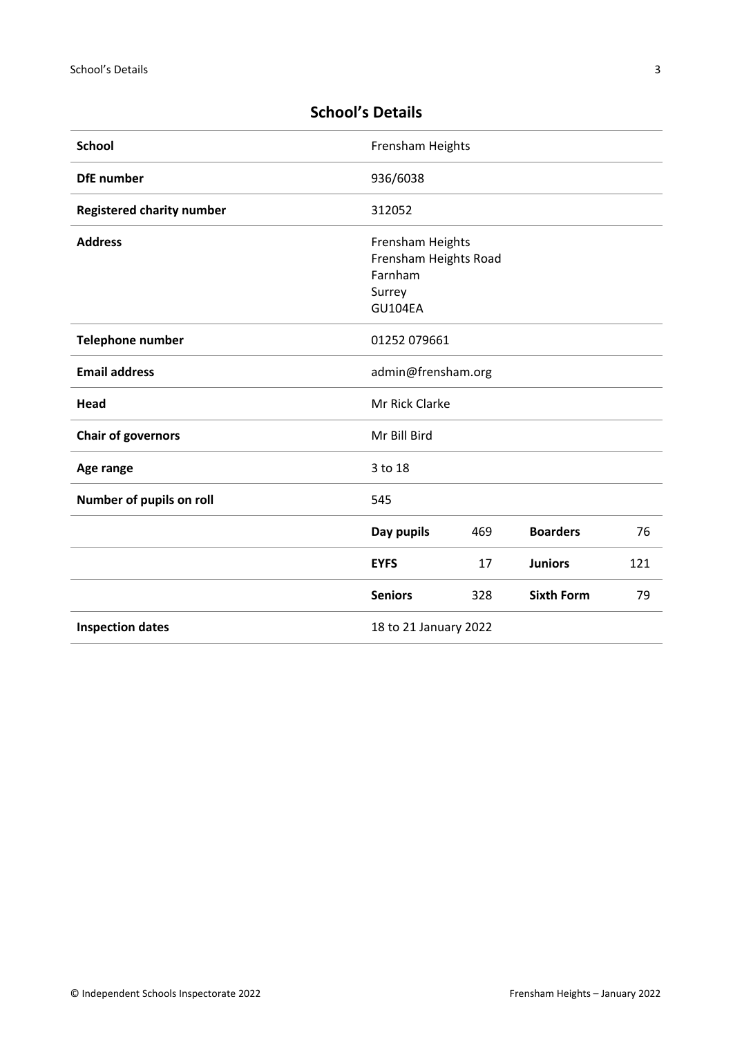## School's Details

| | | | | |
|---|---|---|---|---|
| **School** | Frensham Heights | | | |
| **DfE number** | 936/6038 | | | |
| **Registered charity number** | 312052 | | | |
| **Address** | Frensham Heights<br>Frensham Heights Road<br>Farnham<br>Surrey<br>GU104EA | | | |
| **Telephone number** | 01252 079661 | | | |
| **Email address** | admin@frensham.org | | | |
| **Head** | Mr Rick Clarke | | | |
| **Chair of governors** | Mr Bill Bird | | | |
| **Age range** | 3 to 18 | | | |
| **Number of pupils on roll** | 545 | | | |
| | **Day pupils** | 469 | **Boarders** | 76 |
| | **EYFS** | 17 | **Juniors** | 121 |
| | **Seniors** | 328 | **Sixth Form** | 79 |
| **Inspection dates** | 18 to 21 January 2022 | | | |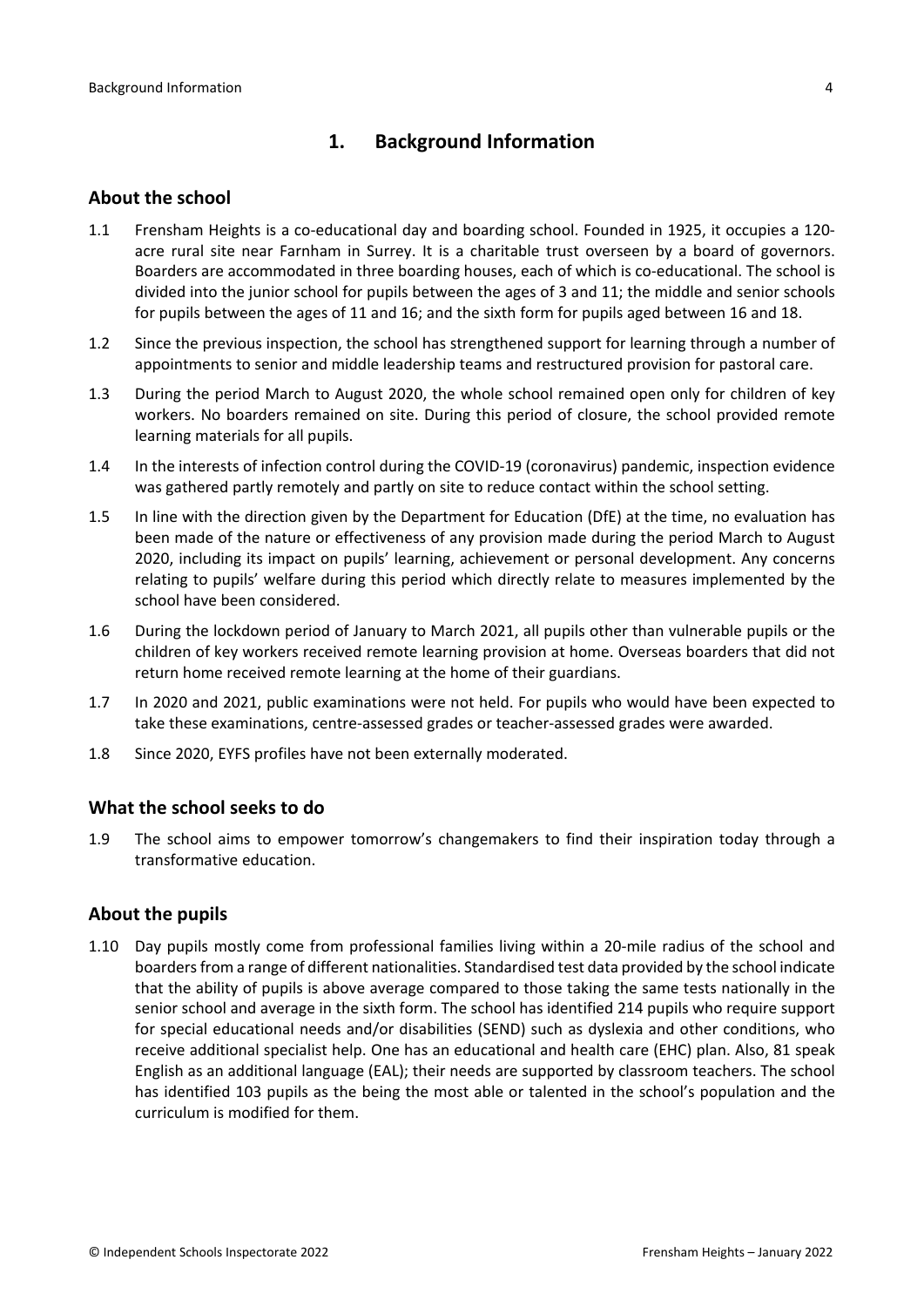## 1. Background Information

### About the school

1.1 Frensham Heights is a co-educational day and boarding school. Founded in 1925, it occupies a 120-acre rural site near Farnham in Surrey. It is a charitable trust overseen by a board of governors. Boarders are accommodated in three boarding houses, each of which is co-educational. The school is divided into the junior school for pupils between the ages of 3 and 11; the middle and senior schools for pupils between the ages of 11 and 16; and the sixth form for pupils aged between 16 and 18.

1.2 Since the previous inspection, the school has strengthened support for learning through a number of appointments to senior and middle leadership teams and restructured provision for pastoral care.

1.3 During the period March to August 2020, the whole school remained open only for children of key workers. No boarders remained on site. During this period of closure, the school provided remote learning materials for all pupils.

1.4 In the interests of infection control during the COVID-19 (coronavirus) pandemic, inspection evidence was gathered partly remotely and partly on site to reduce contact within the school setting.

1.5 In line with the direction given by the Department for Education (DfE) at the time, no evaluation has been made of the nature or effectiveness of any provision made during the period March to August 2020, including its impact on pupils' learning, achievement or personal development. Any concerns relating to pupils' welfare during this period which directly relate to measures implemented by the school have been considered.

1.6 During the lockdown period of January to March 2021, all pupils other than vulnerable pupils or the children of key workers received remote learning provision at home. Overseas boarders that did not return home received remote learning at the home of their guardians.

1.7 In 2020 and 2021, public examinations were not held. For pupils who would have been expected to take these examinations, centre-assessed grades or teacher-assessed grades were awarded.

1.8 Since 2020, EYFS profiles have not been externally moderated.

### What the school seeks to do

1.9 The school aims to empower tomorrow's changemakers to find their inspiration today through a transformative education.

### About the pupils

1.10 Day pupils mostly come from professional families living within a 20-mile radius of the school and boarders from a range of different nationalities. Standardised test data provided by the school indicate that the ability of pupils is above average compared to those taking the same tests nationally in the senior school and average in the sixth form. The school has identified 214 pupils who require support for special educational needs and/or disabilities (SEND) such as dyslexia and other conditions, who receive additional specialist help. One has an educational and health care (EHC) plan. Also, 81 speak English as an additional language (EAL); their needs are supported by classroom teachers. The school has identified 103 pupils as the being the most able or talented in the school's population and the curriculum is modified for them.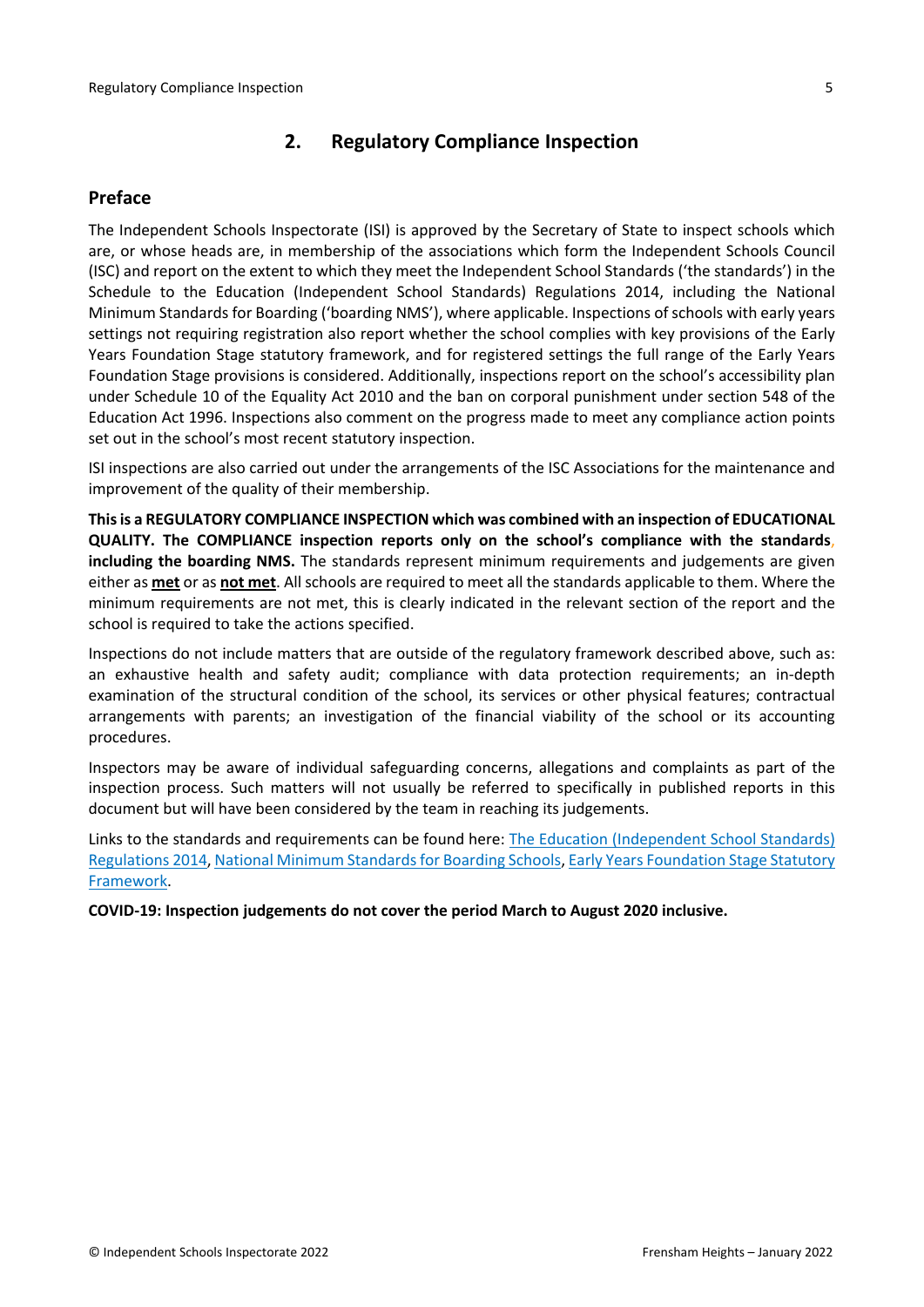## 2. Regulatory Compliance Inspection

### Preface

The Independent Schools Inspectorate (ISI) is approved by the Secretary of State to inspect schools which are, or whose heads are, in membership of the associations which form the Independent Schools Council (ISC) and report on the extent to which they meet the Independent School Standards ('the standards') in the Schedule to the Education (Independent School Standards) Regulations 2014, including the National Minimum Standards for Boarding ('boarding NMS'), where applicable. Inspections of schools with early years settings not requiring registration also report whether the school complies with key provisions of the Early Years Foundation Stage statutory framework, and for registered settings the full range of the Early Years Foundation Stage provisions is considered. Additionally, inspections report on the school's accessibility plan under Schedule 10 of the Equality Act 2010 and the ban on corporal punishment under section 548 of the Education Act 1996. Inspections also comment on the progress made to meet any compliance action points set out in the school's most recent statutory inspection.

ISI inspections are also carried out under the arrangements of the ISC Associations for the maintenance and improvement of the quality of their membership.

**This is a REGULATORY COMPLIANCE INSPECTION which was combined with an inspection of EDUCATIONAL QUALITY. The COMPLIANCE inspection reports only on the school's compliance with the standards, including the boarding NMS.** The standards represent minimum requirements and judgements are given either as **met** or as **not met**. All schools are required to meet all the standards applicable to them. Where the minimum requirements are not met, this is clearly indicated in the relevant section of the report and the school is required to take the actions specified.

Inspections do not include matters that are outside of the regulatory framework described above, such as: an exhaustive health and safety audit; compliance with data protection requirements; an in-depth examination of the structural condition of the school, its services or other physical features; contractual arrangements with parents; an investigation of the financial viability of the school or its accounting procedures.

Inspectors may be aware of individual safeguarding concerns, allegations and complaints as part of the inspection process. Such matters will not usually be referred to specifically in published reports in this document but will have been considered by the team in reaching its judgements.

Links to the standards and requirements can be found here: The Education (Independent School Standards) Regulations 2014, National Minimum Standards for Boarding Schools, Early Years Foundation Stage Statutory Framework.

**COVID-19: Inspection judgements do not cover the period March to August 2020 inclusive.**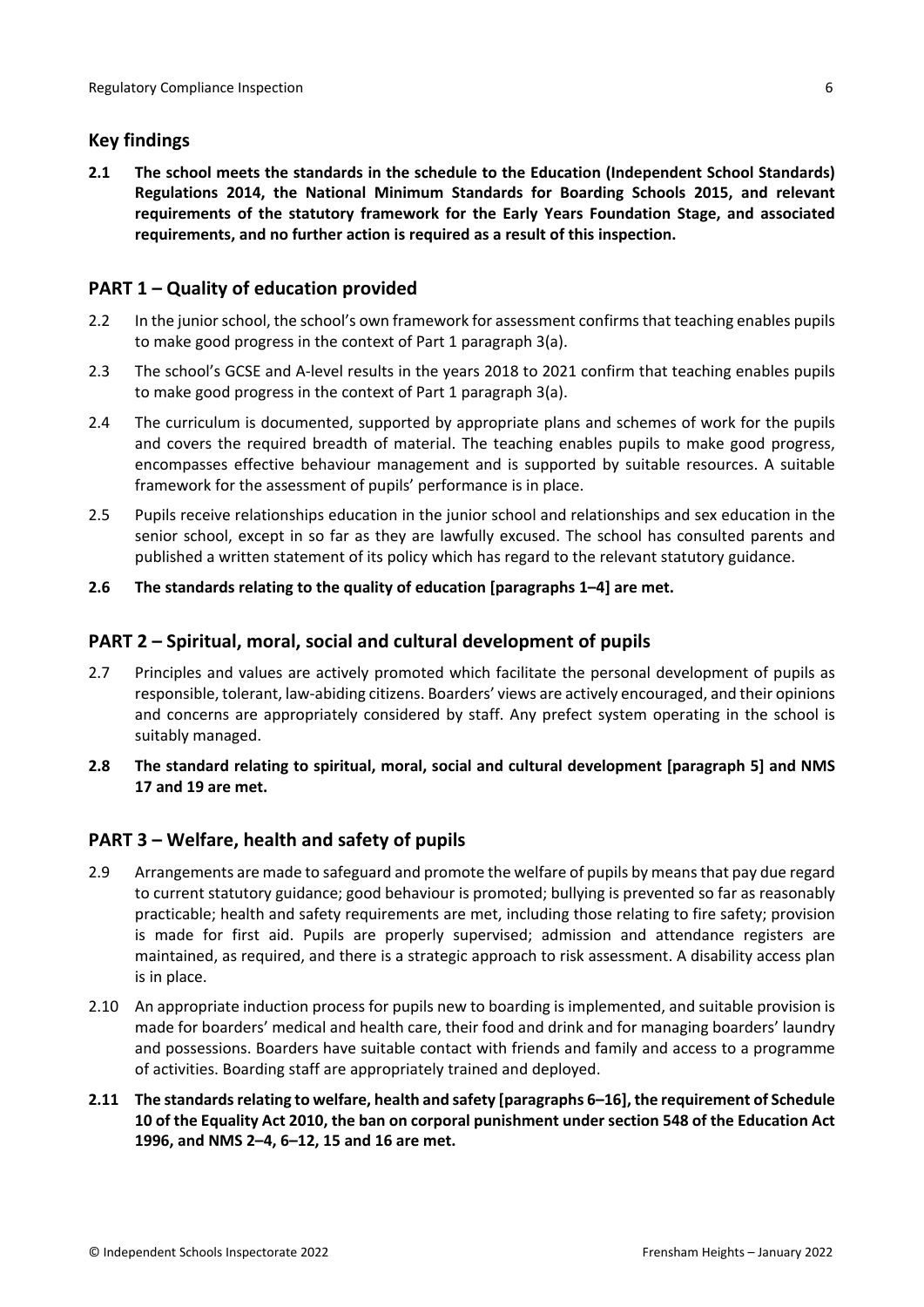## Key findings

**2.1 The school meets the standards in the schedule to the Education (Independent School Standards) Regulations 2014, the National Minimum Standards for Boarding Schools 2015, and relevant requirements of the statutory framework for the Early Years Foundation Stage, and associated requirements, and no further action is required as a result of this inspection.**

## PART 1 – Quality of education provided

2.2 In the junior school, the school's own framework for assessment confirms that teaching enables pupils to make good progress in the context of Part 1 paragraph 3(a).

2.3 The school's GCSE and A-level results in the years 2018 to 2021 confirm that teaching enables pupils to make good progress in the context of Part 1 paragraph 3(a).

2.4 The curriculum is documented, supported by appropriate plans and schemes of work for the pupils and covers the required breadth of material. The teaching enables pupils to make good progress, encompasses effective behaviour management and is supported by suitable resources. A suitable framework for the assessment of pupils' performance is in place.

2.5 Pupils receive relationships education in the junior school and relationships and sex education in the senior school, except in so far as they are lawfully excused. The school has consulted parents and published a written statement of its policy which has regard to the relevant statutory guidance.

**2.6 The standards relating to the quality of education [paragraphs 1–4] are met.**

## PART 2 – Spiritual, moral, social and cultural development of pupils

2.7 Principles and values are actively promoted which facilitate the personal development of pupils as responsible, tolerant, law-abiding citizens. Boarders' views are actively encouraged, and their opinions and concerns are appropriately considered by staff. Any prefect system operating in the school is suitably managed.

**2.8 The standard relating to spiritual, moral, social and cultural development [paragraph 5] and NMS 17 and 19 are met.**

## PART 3 – Welfare, health and safety of pupils

2.9 Arrangements are made to safeguard and promote the welfare of pupils by means that pay due regard to current statutory guidance; good behaviour is promoted; bullying is prevented so far as reasonably practicable; health and safety requirements are met, including those relating to fire safety; provision is made for first aid. Pupils are properly supervised; admission and attendance registers are maintained, as required, and there is a strategic approach to risk assessment. A disability access plan is in place.

2.10 An appropriate induction process for pupils new to boarding is implemented, and suitable provision is made for boarders' medical and health care, their food and drink and for managing boarders' laundry and possessions. Boarders have suitable contact with friends and family and access to a programme of activities. Boarding staff are appropriately trained and deployed.

**2.11 The standards relating to welfare, health and safety [paragraphs 6–16], the requirement of Schedule 10 of the Equality Act 2010, the ban on corporal punishment under section 548 of the Education Act 1996, and NMS 2–4, 6–12, 15 and 16 are met.**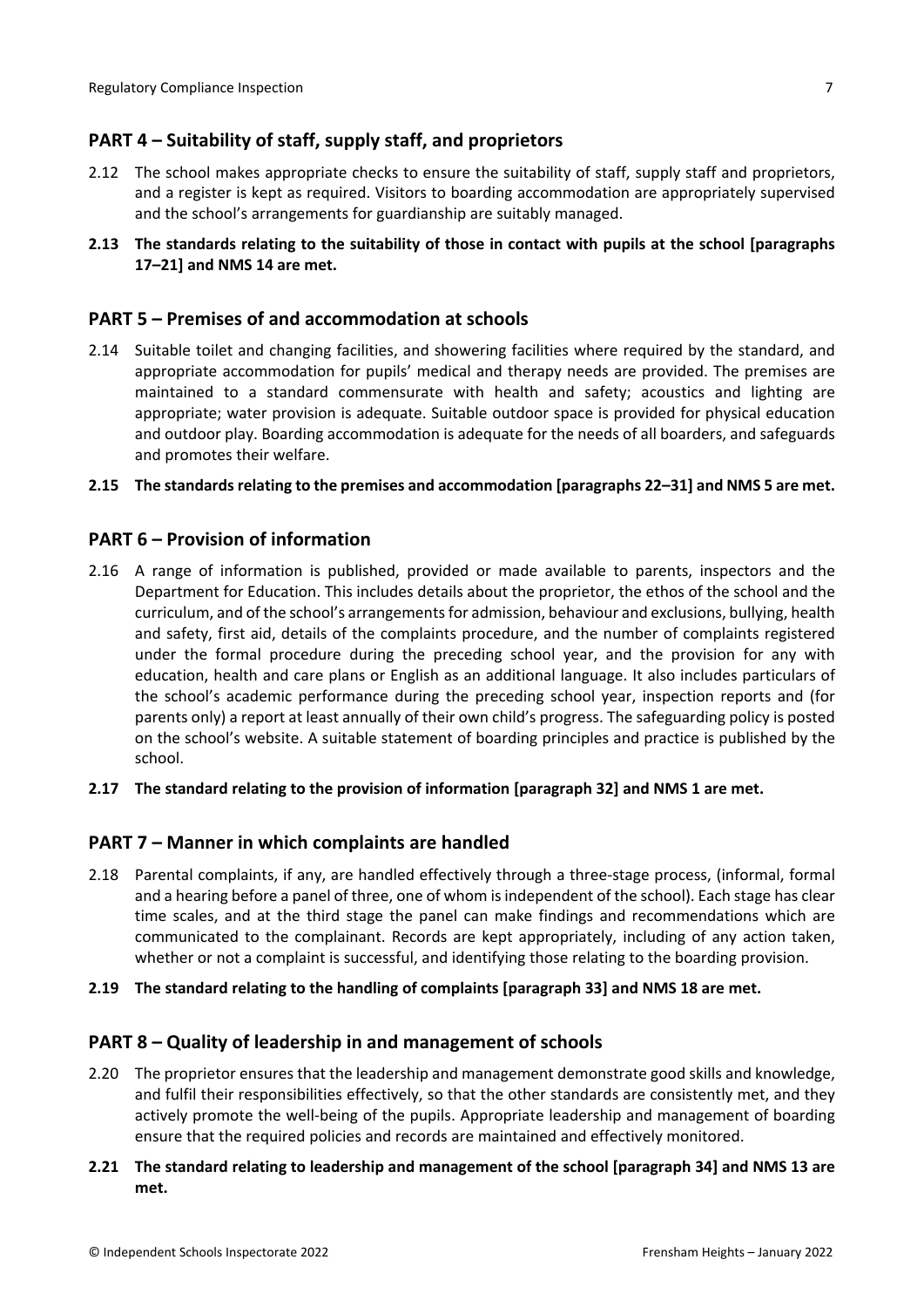## PART 4 – Suitability of staff, supply staff, and proprietors

2.12 The school makes appropriate checks to ensure the suitability of staff, supply staff and proprietors, and a register is kept as required. Visitors to boarding accommodation are appropriately supervised and the school's arrangements for guardianship are suitably managed.

**2.13 The standards relating to the suitability of those in contact with pupils at the school [paragraphs 17–21] and NMS 14 are met.**

## PART 5 – Premises of and accommodation at schools

2.14 Suitable toilet and changing facilities, and showering facilities where required by the standard, and appropriate accommodation for pupils' medical and therapy needs are provided. The premises are maintained to a standard commensurate with health and safety; acoustics and lighting are appropriate; water provision is adequate. Suitable outdoor space is provided for physical education and outdoor play. Boarding accommodation is adequate for the needs of all boarders, and safeguards and promotes their welfare.

**2.15 The standards relating to the premises and accommodation [paragraphs 22–31] and NMS 5 are met.**

## PART 6 – Provision of information

2.16 A range of information is published, provided or made available to parents, inspectors and the Department for Education. This includes details about the proprietor, the ethos of the school and the curriculum, and of the school's arrangements for admission, behaviour and exclusions, bullying, health and safety, first aid, details of the complaints procedure, and the number of complaints registered under the formal procedure during the preceding school year, and the provision for any with education, health and care plans or English as an additional language. It also includes particulars of the school's academic performance during the preceding school year, inspection reports and (for parents only) a report at least annually of their own child's progress. The safeguarding policy is posted on the school's website. A suitable statement of boarding principles and practice is published by the school.

**2.17 The standard relating to the provision of information [paragraph 32] and NMS 1 are met.**

## PART 7 – Manner in which complaints are handled

2.18 Parental complaints, if any, are handled effectively through a three-stage process, (informal, formal and a hearing before a panel of three, one of whom is independent of the school). Each stage has clear time scales, and at the third stage the panel can make findings and recommendations which are communicated to the complainant. Records are kept appropriately, including of any action taken, whether or not a complaint is successful, and identifying those relating to the boarding provision.

**2.19 The standard relating to the handling of complaints [paragraph 33] and NMS 18 are met.**

## PART 8 – Quality of leadership in and management of schools

2.20 The proprietor ensures that the leadership and management demonstrate good skills and knowledge, and fulfil their responsibilities effectively, so that the other standards are consistently met, and they actively promote the well-being of the pupils. Appropriate leadership and management of boarding ensure that the required policies and records are maintained and effectively monitored.

**2.21 The standard relating to leadership and management of the school [paragraph 34] and NMS 13 are met.**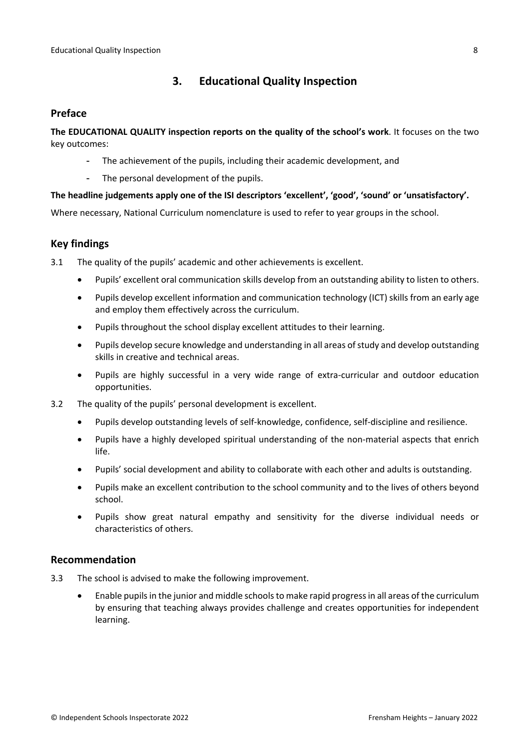## 3. Educational Quality Inspection

### Preface

**The EDUCATIONAL QUALITY inspection reports on the quality of the school's work**. It focuses on the two key outcomes:

- The achievement of the pupils, including their academic development, and
- The personal development of the pupils.

**The headline judgements apply one of the ISI descriptors 'excellent', 'good', 'sound' or 'unsatisfactory'.**

Where necessary, National Curriculum nomenclature is used to refer to year groups in the school.

### Key findings

3.1 The quality of the pupils' academic and other achievements is excellent.

- Pupils' excellent oral communication skills develop from an outstanding ability to listen to others.
- Pupils develop excellent information and communication technology (ICT) skills from an early age and employ them effectively across the curriculum.
- Pupils throughout the school display excellent attitudes to their learning.
- Pupils develop secure knowledge and understanding in all areas of study and develop outstanding skills in creative and technical areas.
- Pupils are highly successful in a very wide range of extra-curricular and outdoor education opportunities.

3.2 The quality of the pupils' personal development is excellent.

- Pupils develop outstanding levels of self-knowledge, confidence, self-discipline and resilience.
- Pupils have a highly developed spiritual understanding of the non-material aspects that enrich life.
- Pupils' social development and ability to collaborate with each other and adults is outstanding.
- Pupils make an excellent contribution to the school community and to the lives of others beyond school.
- Pupils show great natural empathy and sensitivity for the diverse individual needs or characteristics of others.

### Recommendation

3.3 The school is advised to make the following improvement.

- Enable pupils in the junior and middle schools to make rapid progress in all areas of the curriculum by ensuring that teaching always provides challenge and creates opportunities for independent learning.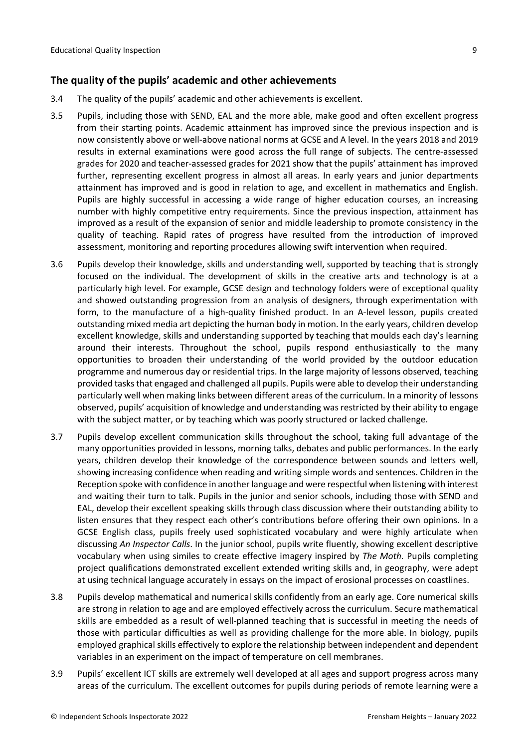## The quality of the pupils' academic and other achievements

3.4 The quality of the pupils' academic and other achievements is excellent.

3.5 Pupils, including those with SEND, EAL and the more able, make good and often excellent progress from their starting points. Academic attainment has improved since the previous inspection and is now consistently above or well-above national norms at GCSE and A level. In the years 2018 and 2019 results in external examinations were good across the full range of subjects. The centre-assessed grades for 2020 and teacher-assessed grades for 2021 show that the pupils' attainment has improved further, representing excellent progress in almost all areas. In early years and junior departments attainment has improved and is good in relation to age, and excellent in mathematics and English. Pupils are highly successful in accessing a wide range of higher education courses, an increasing number with highly competitive entry requirements. Since the previous inspection, attainment has improved as a result of the expansion of senior and middle leadership to promote consistency in the quality of teaching. Rapid rates of progress have resulted from the introduction of improved assessment, monitoring and reporting procedures allowing swift intervention when required.

3.6 Pupils develop their knowledge, skills and understanding well, supported by teaching that is strongly focused on the individual. The development of skills in the creative arts and technology is at a particularly high level. For example, GCSE design and technology folders were of exceptional quality and showed outstanding progression from an analysis of designers, through experimentation with form, to the manufacture of a high-quality finished product. In an A-level lesson, pupils created outstanding mixed media art depicting the human body in motion. In the early years, children develop excellent knowledge, skills and understanding supported by teaching that moulds each day's learning around their interests. Throughout the school, pupils respond enthusiastically to the many opportunities to broaden their understanding of the world provided by the outdoor education programme and numerous day or residential trips. In the large majority of lessons observed, teaching provided tasks that engaged and challenged all pupils. Pupils were able to develop their understanding particularly well when making links between different areas of the curriculum. In a minority of lessons observed, pupils' acquisition of knowledge and understanding was restricted by their ability to engage with the subject matter, or by teaching which was poorly structured or lacked challenge.

3.7 Pupils develop excellent communication skills throughout the school, taking full advantage of the many opportunities provided in lessons, morning talks, debates and public performances. In the early years, children develop their knowledge of the correspondence between sounds and letters well, showing increasing confidence when reading and writing simple words and sentences. Children in the Reception spoke with confidence in another language and were respectful when listening with interest and waiting their turn to talk. Pupils in the junior and senior schools, including those with SEND and EAL, develop their excellent speaking skills through class discussion where their outstanding ability to listen ensures that they respect each other's contributions before offering their own opinions. In a GCSE English class, pupils freely used sophisticated vocabulary and were highly articulate when discussing *An Inspector Calls*. In the junior school, pupils write fluently, showing excellent descriptive vocabulary when using similes to create effective imagery inspired by *The Moth.* Pupils completing project qualifications demonstrated excellent extended writing skills and, in geography, were adept at using technical language accurately in essays on the impact of erosional processes on coastlines.

3.8 Pupils develop mathematical and numerical skills confidently from an early age. Core numerical skills are strong in relation to age and are employed effectively across the curriculum. Secure mathematical skills are embedded as a result of well-planned teaching that is successful in meeting the needs of those with particular difficulties as well as providing challenge for the more able. In biology, pupils employed graphical skills effectively to explore the relationship between independent and dependent variables in an experiment on the impact of temperature on cell membranes.

3.9 Pupils' excellent ICT skills are extremely well developed at all ages and support progress across many areas of the curriculum. The excellent outcomes for pupils during periods of remote learning were a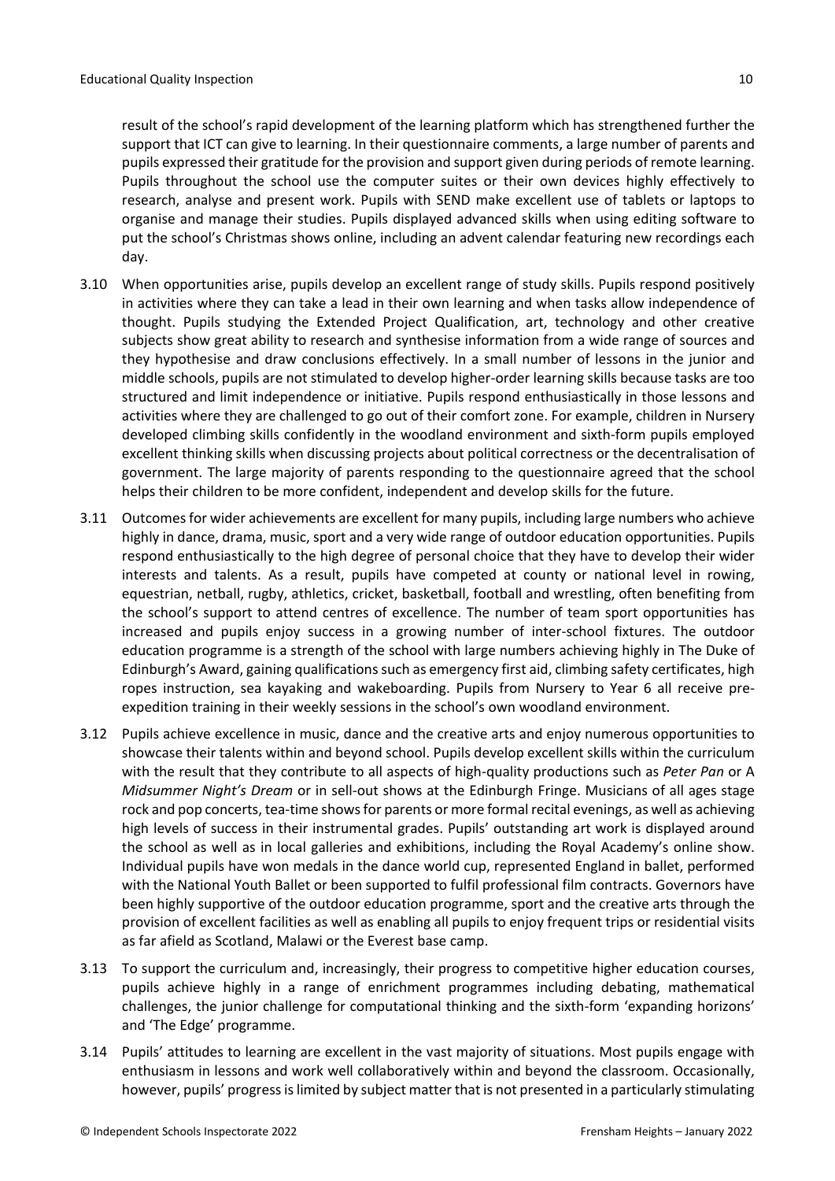result of the school's rapid development of the learning platform which has strengthened further the support that ICT can give to learning. In their questionnaire comments, a large number of parents and pupils expressed their gratitude for the provision and support given during periods of remote learning. Pupils throughout the school use the computer suites or their own devices highly effectively to research, analyse and present work. Pupils with SEND make excellent use of tablets or laptops to organise and manage their studies. Pupils displayed advanced skills when using editing software to put the school's Christmas shows online, including an advent calendar featuring new recordings each day.

3.10 When opportunities arise, pupils develop an excellent range of study skills. Pupils respond positively in activities where they can take a lead in their own learning and when tasks allow independence of thought. Pupils studying the Extended Project Qualification, art, technology and other creative subjects show great ability to research and synthesise information from a wide range of sources and they hypothesise and draw conclusions effectively. In a small number of lessons in the junior and middle schools, pupils are not stimulated to develop higher-order learning skills because tasks are too structured and limit independence or initiative. Pupils respond enthusiastically in those lessons and activities where they are challenged to go out of their comfort zone. For example, children in Nursery developed climbing skills confidently in the woodland environment and sixth-form pupils employed excellent thinking skills when discussing projects about political correctness or the decentralisation of government. The large majority of parents responding to the questionnaire agreed that the school helps their children to be more confident, independent and develop skills for the future.

3.11 Outcomes for wider achievements are excellent for many pupils, including large numbers who achieve highly in dance, drama, music, sport and a very wide range of outdoor education opportunities. Pupils respond enthusiastically to the high degree of personal choice that they have to develop their wider interests and talents. As a result, pupils have competed at county or national level in rowing, equestrian, netball, rugby, athletics, cricket, basketball, football and wrestling, often benefiting from the school's support to attend centres of excellence. The number of team sport opportunities has increased and pupils enjoy success in a growing number of inter-school fixtures. The outdoor education programme is a strength of the school with large numbers achieving highly in The Duke of Edinburgh's Award, gaining qualifications such as emergency first aid, climbing safety certificates, high ropes instruction, sea kayaking and wakeboarding. Pupils from Nursery to Year 6 all receive pre-expedition training in their weekly sessions in the school's own woodland environment.

3.12 Pupils achieve excellence in music, dance and the creative arts and enjoy numerous opportunities to showcase their talents within and beyond school. Pupils develop excellent skills within the curriculum with the result that they contribute to all aspects of high-quality productions such as *Peter Pan* or *A Midsummer Night's Dream* or in sell-out shows at the Edinburgh Fringe. Musicians of all ages stage rock and pop concerts, tea-time shows for parents or more formal recital evenings, as well as achieving high levels of success in their instrumental grades. Pupils' outstanding art work is displayed around the school as well as in local galleries and exhibitions, including the Royal Academy's online show. Individual pupils have won medals in the dance world cup, represented England in ballet, performed with the National Youth Ballet or been supported to fulfil professional film contracts. Governors have been highly supportive of the outdoor education programme, sport and the creative arts through the provision of excellent facilities as well as enabling all pupils to enjoy frequent trips or residential visits as far afield as Scotland, Malawi or the Everest base camp.

3.13 To support the curriculum and, increasingly, their progress to competitive higher education courses, pupils achieve highly in a range of enrichment programmes including debating, mathematical challenges, the junior challenge for computational thinking and the sixth-form 'expanding horizons' and 'The Edge' programme.

3.14 Pupils' attitudes to learning are excellent in the vast majority of situations. Most pupils engage with enthusiasm in lessons and work well collaboratively within and beyond the classroom. Occasionally, however, pupils' progress is limited by subject matter that is not presented in a particularly stimulating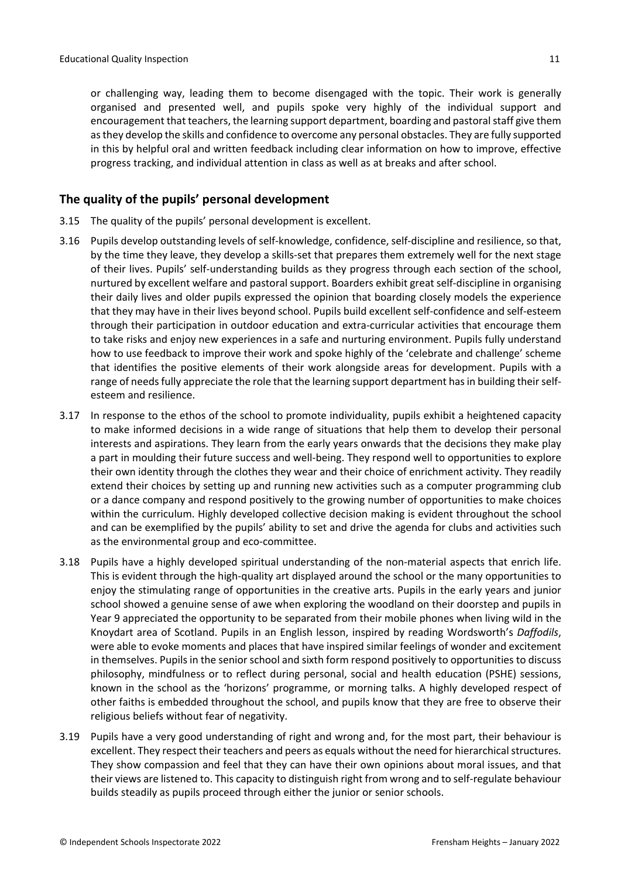or challenging way, leading them to become disengaged with the topic. Their work is generally organised and presented well, and pupils spoke very highly of the individual support and encouragement that teachers, the learning support department, boarding and pastoral staff give them as they develop the skills and confidence to overcome any personal obstacles. They are fully supported in this by helpful oral and written feedback including clear information on how to improve, effective progress tracking, and individual attention in class as well as at breaks and after school.

## The quality of the pupils' personal development

3.15 The quality of the pupils' personal development is excellent.

3.16 Pupils develop outstanding levels of self-knowledge, confidence, self-discipline and resilience, so that, by the time they leave, they develop a skills-set that prepares them extremely well for the next stage of their lives. Pupils' self-understanding builds as they progress through each section of the school, nurtured by excellent welfare and pastoral support. Boarders exhibit great self-discipline in organising their daily lives and older pupils expressed the opinion that boarding closely models the experience that they may have in their lives beyond school. Pupils build excellent self-confidence and self-esteem through their participation in outdoor education and extra-curricular activities that encourage them to take risks and enjoy new experiences in a safe and nurturing environment. Pupils fully understand how to use feedback to improve their work and spoke highly of the 'celebrate and challenge' scheme that identifies the positive elements of their work alongside areas for development. Pupils with a range of needs fully appreciate the role that the learning support department has in building their self-esteem and resilience.

3.17 In response to the ethos of the school to promote individuality, pupils exhibit a heightened capacity to make informed decisions in a wide range of situations that help them to develop their personal interests and aspirations. They learn from the early years onwards that the decisions they make play a part in moulding their future success and well-being. They respond well to opportunities to explore their own identity through the clothes they wear and their choice of enrichment activity. They readily extend their choices by setting up and running new activities such as a computer programming club or a dance company and respond positively to the growing number of opportunities to make choices within the curriculum. Highly developed collective decision making is evident throughout the school and can be exemplified by the pupils' ability to set and drive the agenda for clubs and activities such as the environmental group and eco-committee.

3.18 Pupils have a highly developed spiritual understanding of the non-material aspects that enrich life. This is evident through the high-quality art displayed around the school or the many opportunities to enjoy the stimulating range of opportunities in the creative arts. Pupils in the early years and junior school showed a genuine sense of awe when exploring the woodland on their doorstep and pupils in Year 9 appreciated the opportunity to be separated from their mobile phones when living wild in the Knoydart area of Scotland. Pupils in an English lesson, inspired by reading Wordsworth's *Daffodils*, were able to evoke moments and places that have inspired similar feelings of wonder and excitement in themselves. Pupils in the senior school and sixth form respond positively to opportunities to discuss philosophy, mindfulness or to reflect during personal, social and health education (PSHE) sessions, known in the school as the 'horizons' programme, or morning talks. A highly developed respect of other faiths is embedded throughout the school, and pupils know that they are free to observe their religious beliefs without fear of negativity.

3.19 Pupils have a very good understanding of right and wrong and, for the most part, their behaviour is excellent. They respect their teachers and peers as equals without the need for hierarchical structures. They show compassion and feel that they can have their own opinions about moral issues, and that their views are listened to. This capacity to distinguish right from wrong and to self-regulate behaviour builds steadily as pupils proceed through either the junior or senior schools.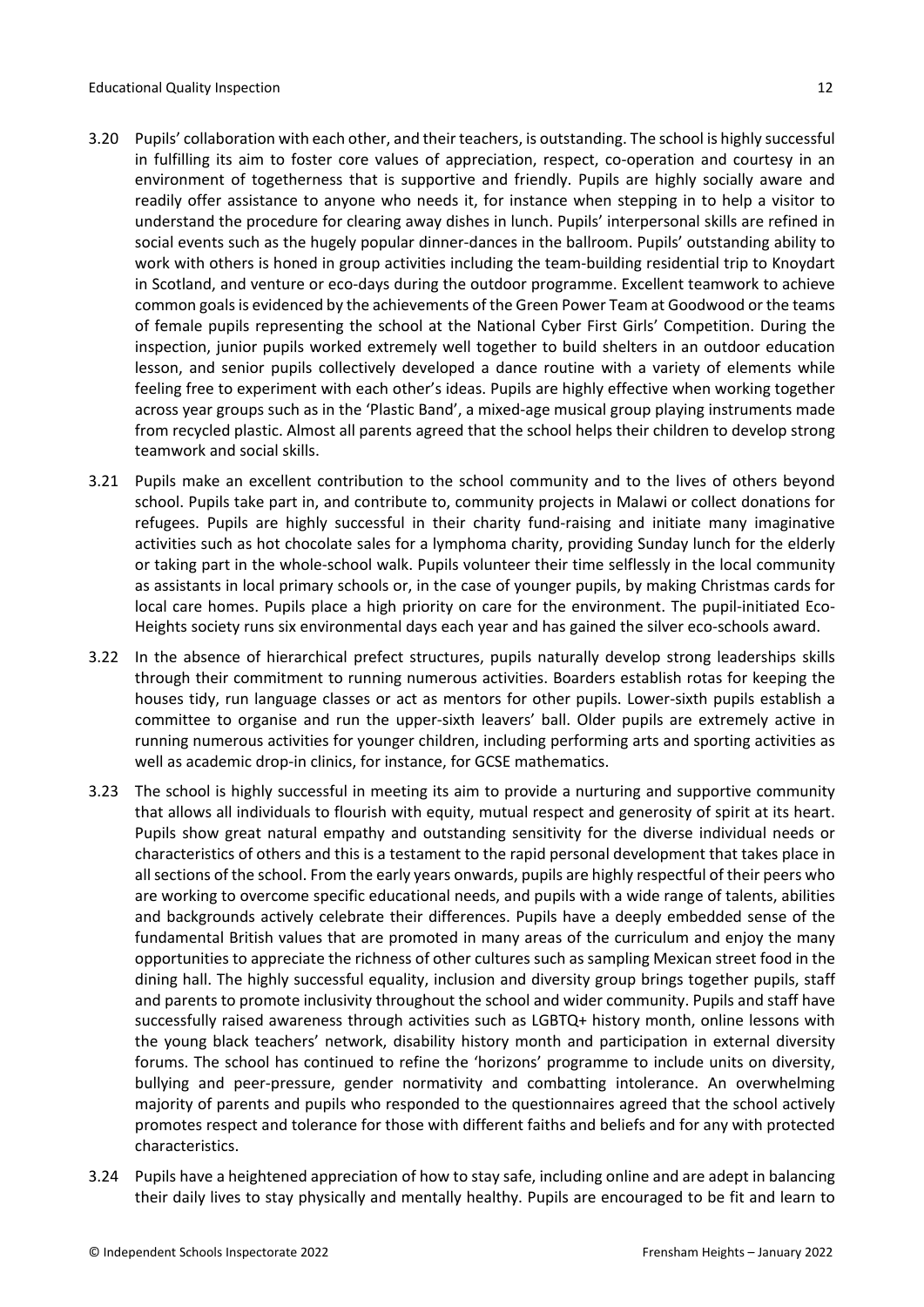3.20 Pupils' collaboration with each other, and their teachers, is outstanding. The school is highly successful in fulfilling its aim to foster core values of appreciation, respect, co-operation and courtesy in an environment of togetherness that is supportive and friendly. Pupils are highly socially aware and readily offer assistance to anyone who needs it, for instance when stepping in to help a visitor to understand the procedure for clearing away dishes in lunch. Pupils' interpersonal skills are refined in social events such as the hugely popular dinner-dances in the ballroom. Pupils' outstanding ability to work with others is honed in group activities including the team-building residential trip to Knoydart in Scotland, and venture or eco-days during the outdoor programme. Excellent teamwork to achieve common goals is evidenced by the achievements of the Green Power Team at Goodwood or the teams of female pupils representing the school at the National Cyber First Girls' Competition. During the inspection, junior pupils worked extremely well together to build shelters in an outdoor education lesson, and senior pupils collectively developed a dance routine with a variety of elements while feeling free to experiment with each other's ideas. Pupils are highly effective when working together across year groups such as in the 'Plastic Band', a mixed-age musical group playing instruments made from recycled plastic. Almost all parents agreed that the school helps their children to develop strong teamwork and social skills.

3.21 Pupils make an excellent contribution to the school community and to the lives of others beyond school. Pupils take part in, and contribute to, community projects in Malawi or collect donations for refugees. Pupils are highly successful in their charity fund-raising and initiate many imaginative activities such as hot chocolate sales for a lymphoma charity, providing Sunday lunch for the elderly or taking part in the whole-school walk. Pupils volunteer their time selflessly in the local community as assistants in local primary schools or, in the case of younger pupils, by making Christmas cards for local care homes. Pupils place a high priority on care for the environment. The pupil-initiated Eco-Heights society runs six environmental days each year and has gained the silver eco-schools award.

3.22 In the absence of hierarchical prefect structures, pupils naturally develop strong leaderships skills through their commitment to running numerous activities. Boarders establish rotas for keeping the houses tidy, run language classes or act as mentors for other pupils. Lower-sixth pupils establish a committee to organise and run the upper-sixth leavers' ball. Older pupils are extremely active in running numerous activities for younger children, including performing arts and sporting activities as well as academic drop-in clinics, for instance, for GCSE mathematics.

3.23 The school is highly successful in meeting its aim to provide a nurturing and supportive community that allows all individuals to flourish with equity, mutual respect and generosity of spirit at its heart. Pupils show great natural empathy and outstanding sensitivity for the diverse individual needs or characteristics of others and this is a testament to the rapid personal development that takes place in all sections of the school. From the early years onwards, pupils are highly respectful of their peers who are working to overcome specific educational needs, and pupils with a wide range of talents, abilities and backgrounds actively celebrate their differences. Pupils have a deeply embedded sense of the fundamental British values that are promoted in many areas of the curriculum and enjoy the many opportunities to appreciate the richness of other cultures such as sampling Mexican street food in the dining hall. The highly successful equality, inclusion and diversity group brings together pupils, staff and parents to promote inclusivity throughout the school and wider community. Pupils and staff have successfully raised awareness through activities such as LGBTQ+ history month, online lessons with the young black teachers' network, disability history month and participation in external diversity forums. The school has continued to refine the 'horizons' programme to include units on diversity, bullying and peer-pressure, gender normativity and combatting intolerance. An overwhelming majority of parents and pupils who responded to the questionnaires agreed that the school actively promotes respect and tolerance for those with different faiths and beliefs and for any with protected characteristics.

3.24 Pupils have a heightened appreciation of how to stay safe, including online and are adept in balancing their daily lives to stay physically and mentally healthy. Pupils are encouraged to be fit and learn to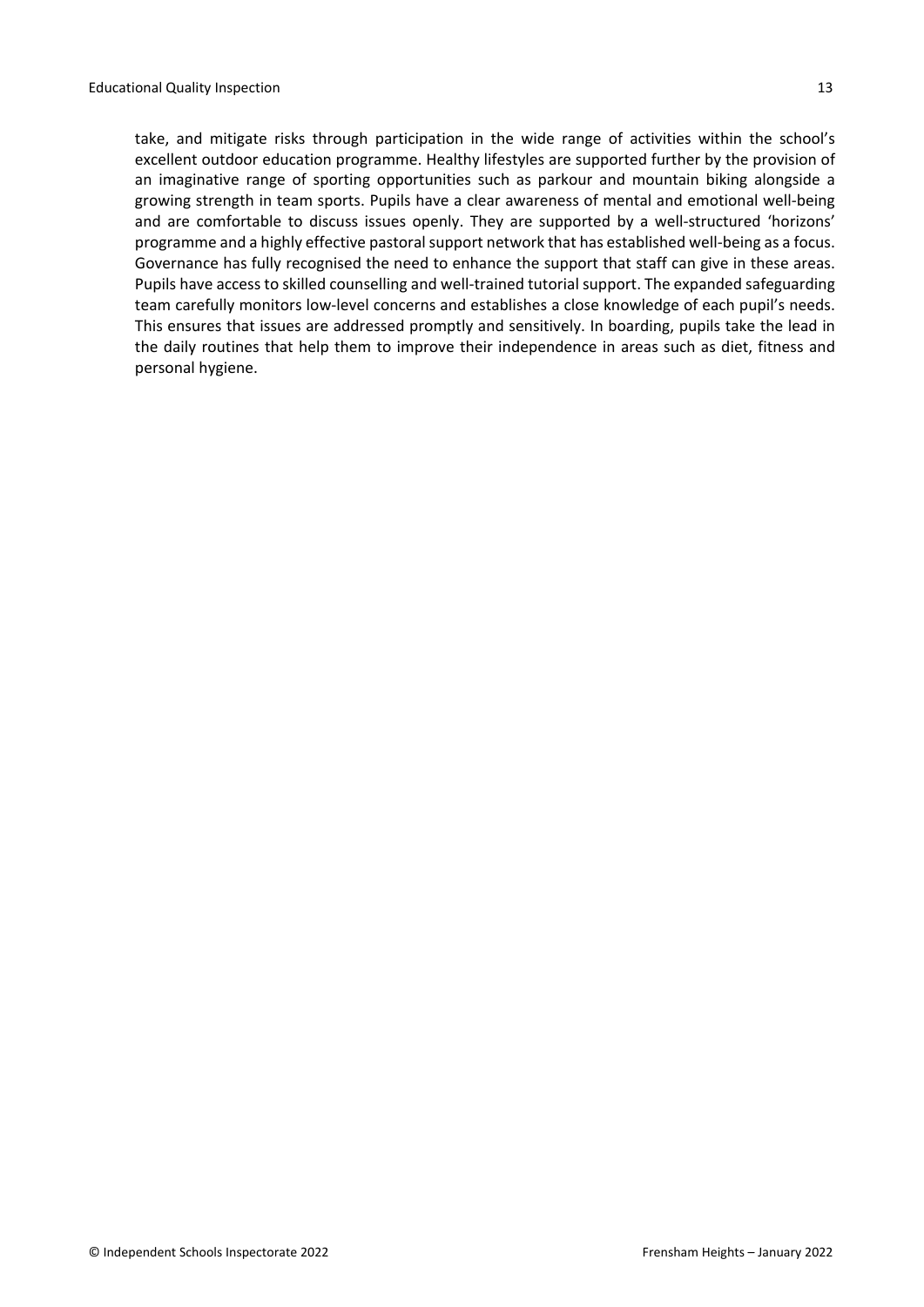take, and mitigate risks through participation in the wide range of activities within the school's excellent outdoor education programme. Healthy lifestyles are supported further by the provision of an imaginative range of sporting opportunities such as parkour and mountain biking alongside a growing strength in team sports. Pupils have a clear awareness of mental and emotional well-being and are comfortable to discuss issues openly. They are supported by a well-structured 'horizons' programme and a highly effective pastoral support network that has established well-being as a focus. Governance has fully recognised the need to enhance the support that staff can give in these areas. Pupils have access to skilled counselling and well-trained tutorial support. The expanded safeguarding team carefully monitors low-level concerns and establishes a close knowledge of each pupil's needs. This ensures that issues are addressed promptly and sensitively. In boarding, pupils take the lead in the daily routines that help them to improve their independence in areas such as diet, fitness and personal hygiene.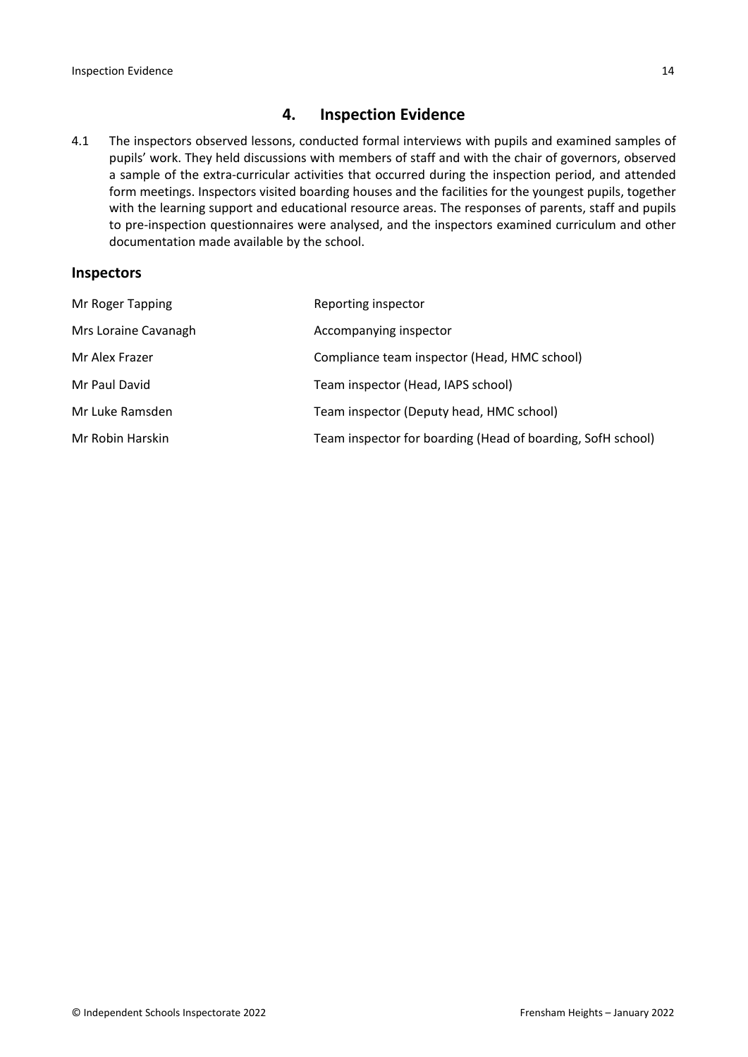## 4. Inspection Evidence

4.1 The inspectors observed lessons, conducted formal interviews with pupils and examined samples of pupils' work. They held discussions with members of staff and with the chair of governors, observed a sample of the extra-curricular activities that occurred during the inspection period, and attended form meetings. Inspectors visited boarding houses and the facilities for the youngest pupils, together with the learning support and educational resource areas. The responses of parents, staff and pupils to pre-inspection questionnaires were analysed, and the inspectors examined curriculum and other documentation made available by the school.

### Inspectors

| | |
|---|---|
| Mr Roger Tapping | Reporting inspector |
| Mrs Loraine Cavanagh | Accompanying inspector |
| Mr Alex Frazer | Compliance team inspector (Head, HMC school) |
| Mr Paul David | Team inspector (Head, IAPS school) |
| Mr Luke Ramsden | Team inspector (Deputy head, HMC school) |
| Mr Robin Harskin | Team inspector for boarding (Head of boarding, SofH school) |